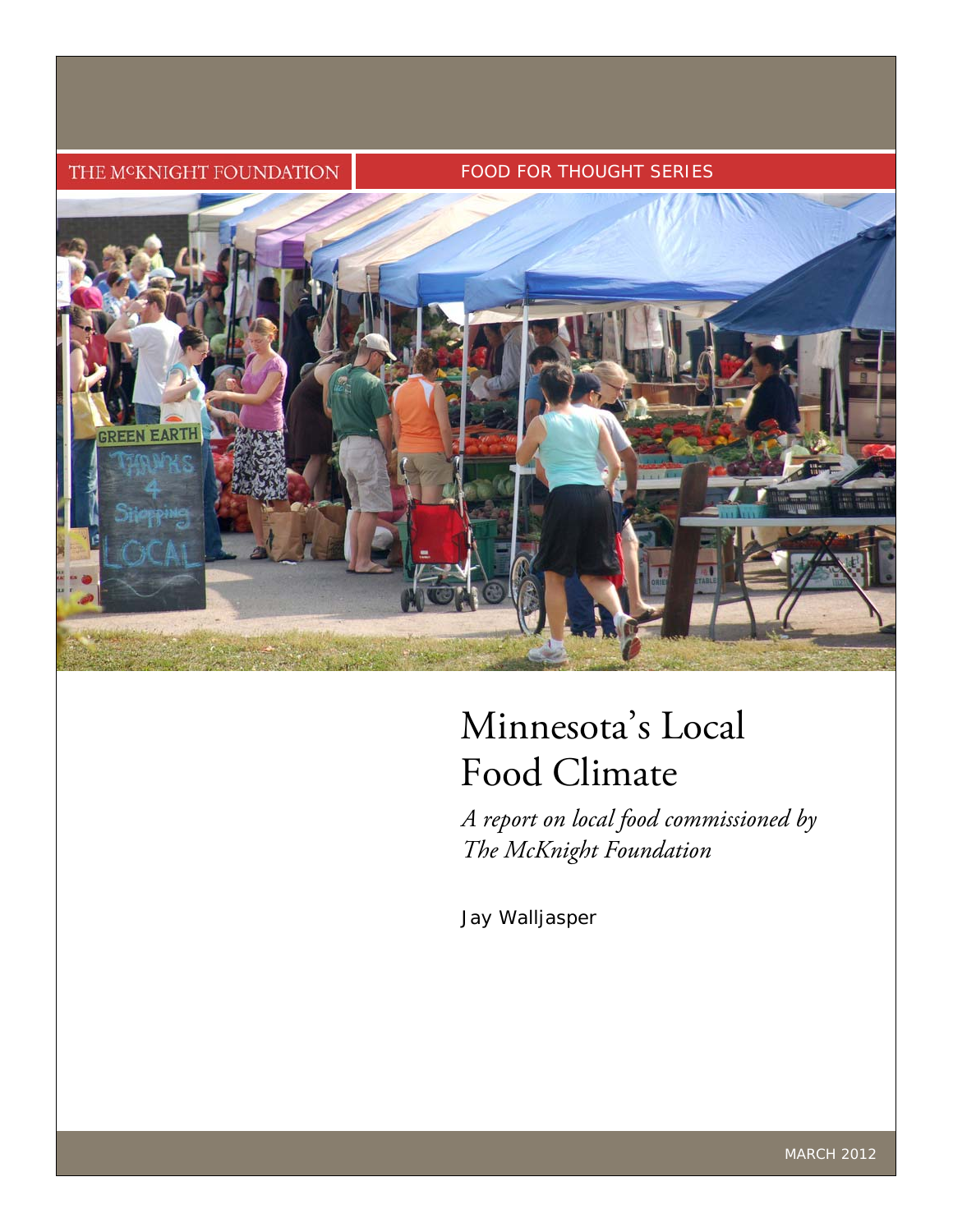THE McKNIGHT FOUNDATION

FOOD FOR THOUGHT SERIES

# Minnesota's Local Food Climate

*A report on local food commissioned by The McKnight Foundation*

Jay Walljasper

MARCH 2012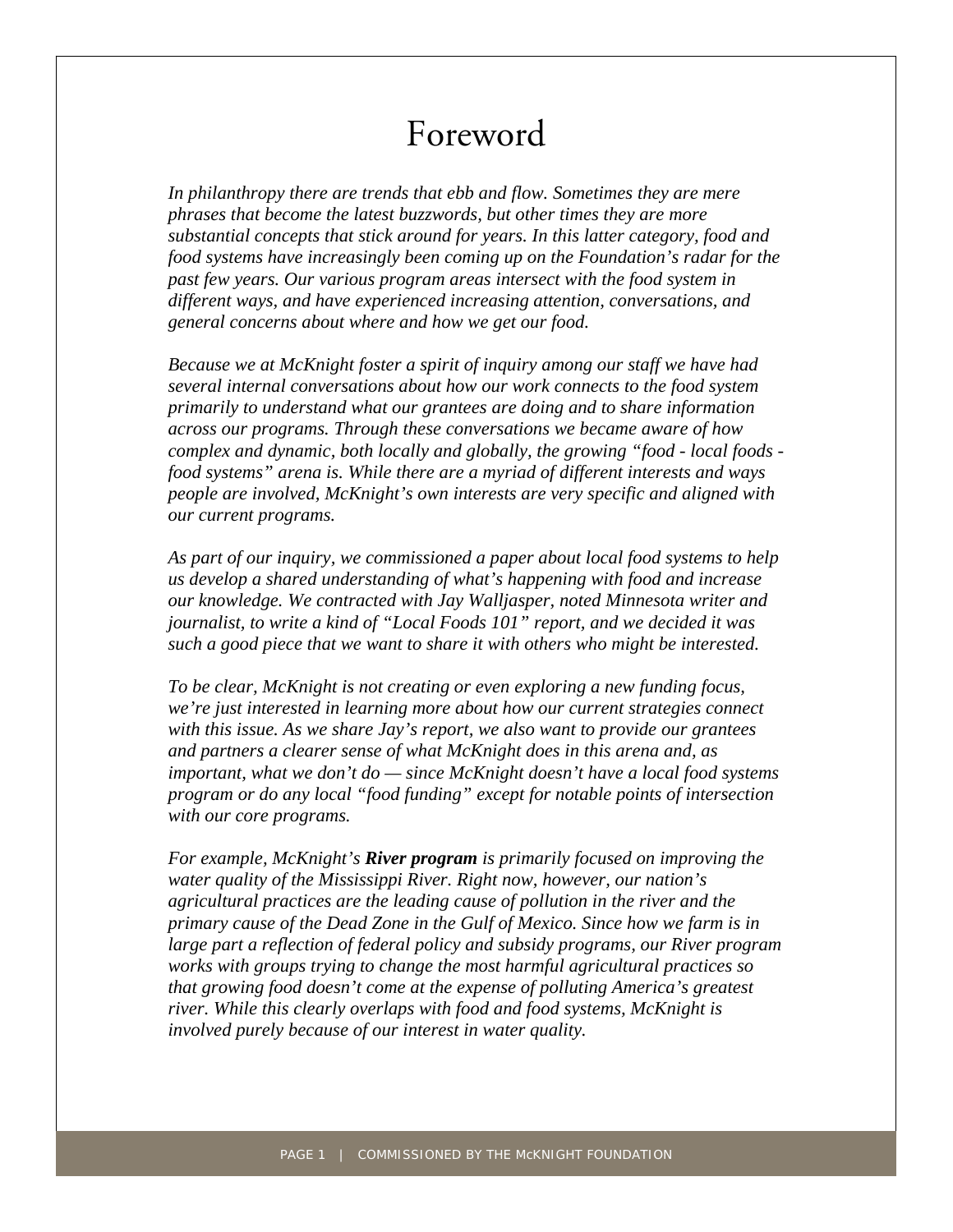# Foreword

*In philanthropy there are trends that ebb and flow. Sometimes they are mere phrases that become the latest buzzwords, but other times they are more substantial concepts that stick around for years. In this latter category, food and food systems have increasingly been coming up on the Foundation's radar for the past few years. Our various program areas intersect with the food system in different ways, and have experienced increasing attention, conversations, and general concerns about where and how we get our food.*

*Because we at McKnight foster a spirit of inquiry among our staff we have had several internal conversations about how our work connects to the food system primarily to understand what our grantees are doing and to share information across our programs. Through these conversations we became aware of how complex and dynamic, both locally and globally, the growing "food - local foods - food systems" arena is. While there are a myriad of different interests and ways people are involved, McKnight's own interests are very specific and aligned with our current programs.*

*As part of our inquiry, we commissioned a paper about local food systems to help us develop a shared understanding of what's happening with food and increase our knowledge. We contracted with Jay Walljasper, noted Minnesota writer and journalist, to write a kind of "Local Foods 101" report, and we decided it was such a good piece that we want to share it with others who might be interested.*

*To be clear, McKnight is not creating or even exploring a new funding focus, we're just interested in learning more about how our current strategies connect with this issue. As we share Jay's report, we also want to provide our grantees and partners a clearer sense of what McKnight does in this arena and, as important, what we don't do — since McKnight doesn't have a local food systems program or do any local "food funding" except for notable points of intersection with our core programs.*

*For example, McKnight's **River program** is primarily focused on improving the water quality of the Mississippi River. Right now, however, our nation's agricultural practices are the leading cause of pollution in the river and the primary cause of the Dead Zone in the Gulf of Mexico. Since how we farm is in large part a reflection of federal policy and subsidy programs, our River program works with groups trying to change the most harmful agricultural practices so that growing food doesn't come at the expense of polluting America's greatest river. While this clearly overlaps with food and food systems, McKnight is involved purely because of our interest in water quality.*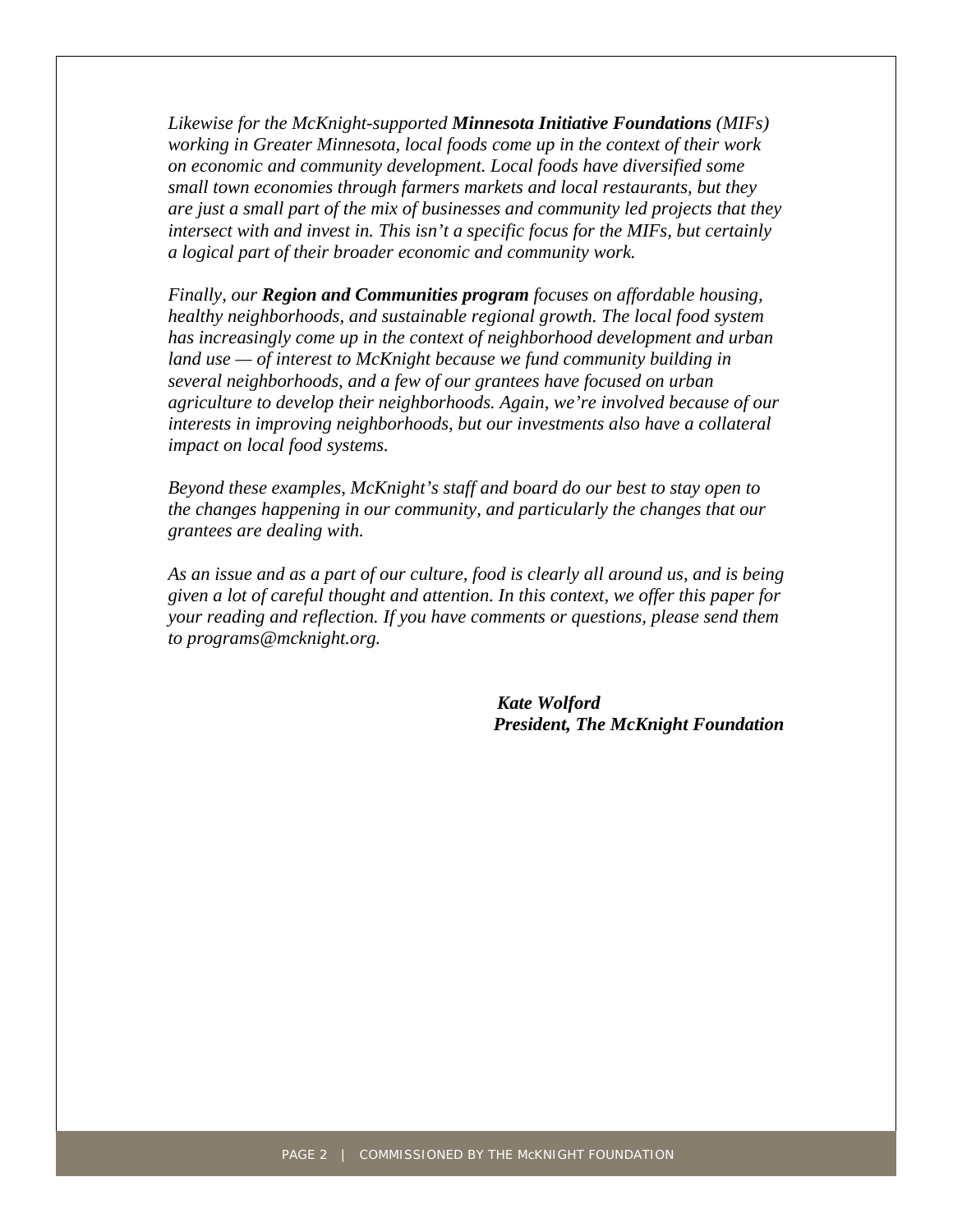*Likewise for the McKnight-supported* ***Minnesota Initiative Foundations*** *(MIFs) working in Greater Minnesota, local foods come up in the context of their work on economic and community development. Local foods have diversified some small town economies through farmers markets and local restaurants, but they are just a small part of the mix of businesses and community led projects that they intersect with and invest in. This isn't a specific focus for the MIFs, but certainly a logical part of their broader economic and community work.*

*Finally, our* ***Region and Communities program*** *focuses on affordable housing, healthy neighborhoods, and sustainable regional growth. The local food system has increasingly come up in the context of neighborhood development and urban land use — of interest to McKnight because we fund community building in several neighborhoods, and a few of our grantees have focused on urban agriculture to develop their neighborhoods. Again, we're involved because of our interests in improving neighborhoods, but our investments also have a collateral impact on local food systems.*

*Beyond these examples, McKnight's staff and board do our best to stay open to the changes happening in our community, and particularly the changes that our grantees are dealing with.*

*As an issue and as a part of our culture, food is clearly all around us, and is being given a lot of careful thought and attention. In this context, we offer this paper for your reading and reflection. If you have comments or questions, please send them to programs@mcknight.org.*

***Kate Wolford***
***President, The McKnight Foundation***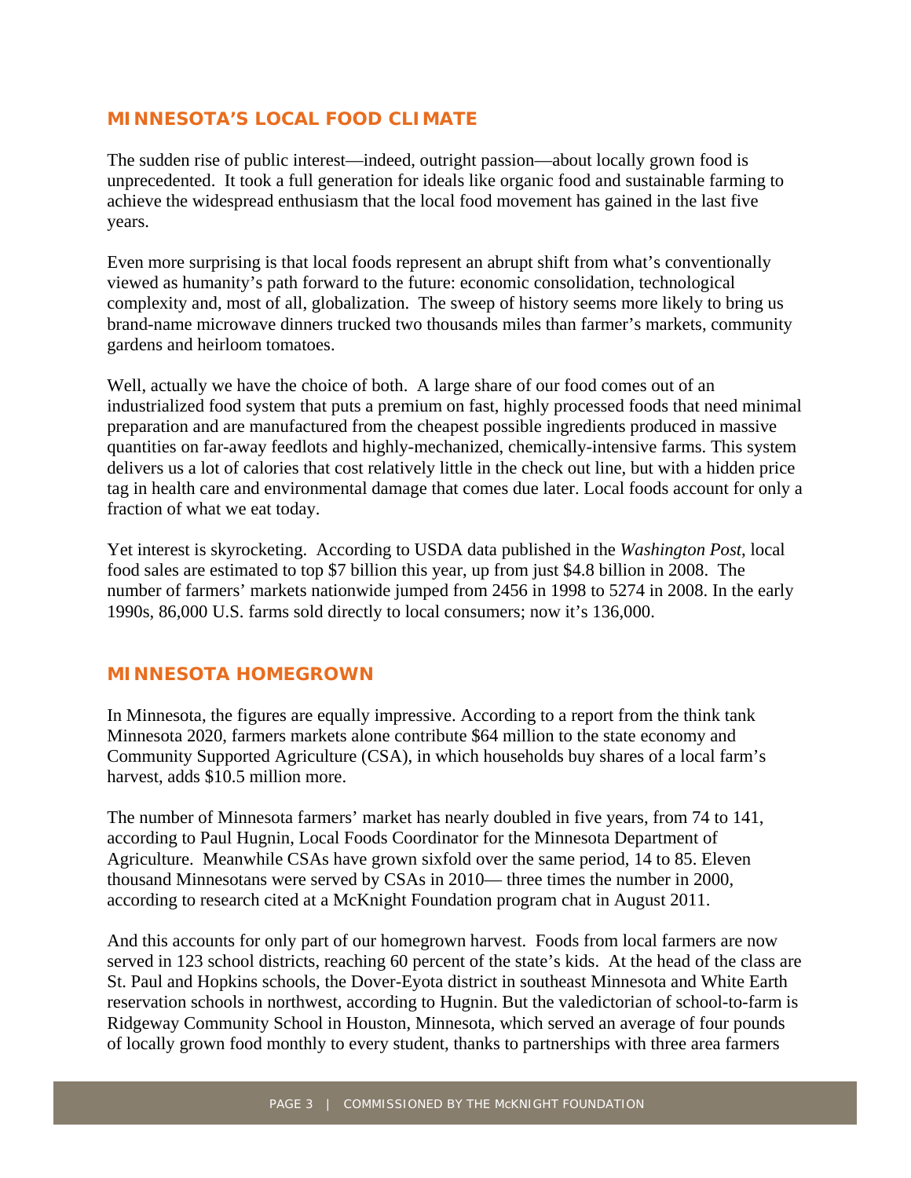## MINNESOTA'S LOCAL FOOD CLIMATE

The sudden rise of public interest—indeed, outright passion—about locally grown food is unprecedented. It took a full generation for ideals like organic food and sustainable farming to achieve the widespread enthusiasm that the local food movement has gained in the last five years.

Even more surprising is that local foods represent an abrupt shift from what's conventionally viewed as humanity's path forward to the future: economic consolidation, technological complexity and, most of all, globalization. The sweep of history seems more likely to bring us brand-name microwave dinners trucked two thousands miles than farmer's markets, community gardens and heirloom tomatoes.

Well, actually we have the choice of both. A large share of our food comes out of an industrialized food system that puts a premium on fast, highly processed foods that need minimal preparation and are manufactured from the cheapest possible ingredients produced in massive quantities on far-away feedlots and highly-mechanized, chemically-intensive farms. This system delivers us a lot of calories that cost relatively little in the check out line, but with a hidden price tag in health care and environmental damage that comes due later. Local foods account for only a fraction of what we eat today.

Yet interest is skyrocketing. According to USDA data published in the *Washington Post*, local food sales are estimated to top $7 billion this year, up from just $4.8 billion in 2008. The number of farmers' markets nationwide jumped from 2456 in 1998 to 5274 in 2008. In the early 1990s, 86,000 U.S. farms sold directly to local consumers; now it's 136,000.

## MINNESOTA HOMEGROWN

In Minnesota, the figures are equally impressive. According to a report from the think tank Minnesota 2020, farmers markets alone contribute $64 million to the state economy and Community Supported Agriculture (CSA), in which households buy shares of a local farm's harvest, adds $10.5 million more.

The number of Minnesota farmers' market has nearly doubled in five years, from 74 to 141, according to Paul Hugnin, Local Foods Coordinator for the Minnesota Department of Agriculture. Meanwhile CSAs have grown sixfold over the same period, 14 to 85. Eleven thousand Minnesotans were served by CSAs in 2010— three times the number in 2000, according to research cited at a McKnight Foundation program chat in August 2011.

And this accounts for only part of our homegrown harvest. Foods from local farmers are now served in 123 school districts, reaching 60 percent of the state's kids. At the head of the class are St. Paul and Hopkins schools, the Dover-Eyota district in southeast Minnesota and White Earth reservation schools in northwest, according to Hugnin. But the valedictorian of school-to-farm is Ridgeway Community School in Houston, Minnesota, which served an average of four pounds of locally grown food monthly to every student, thanks to partnerships with three area farmers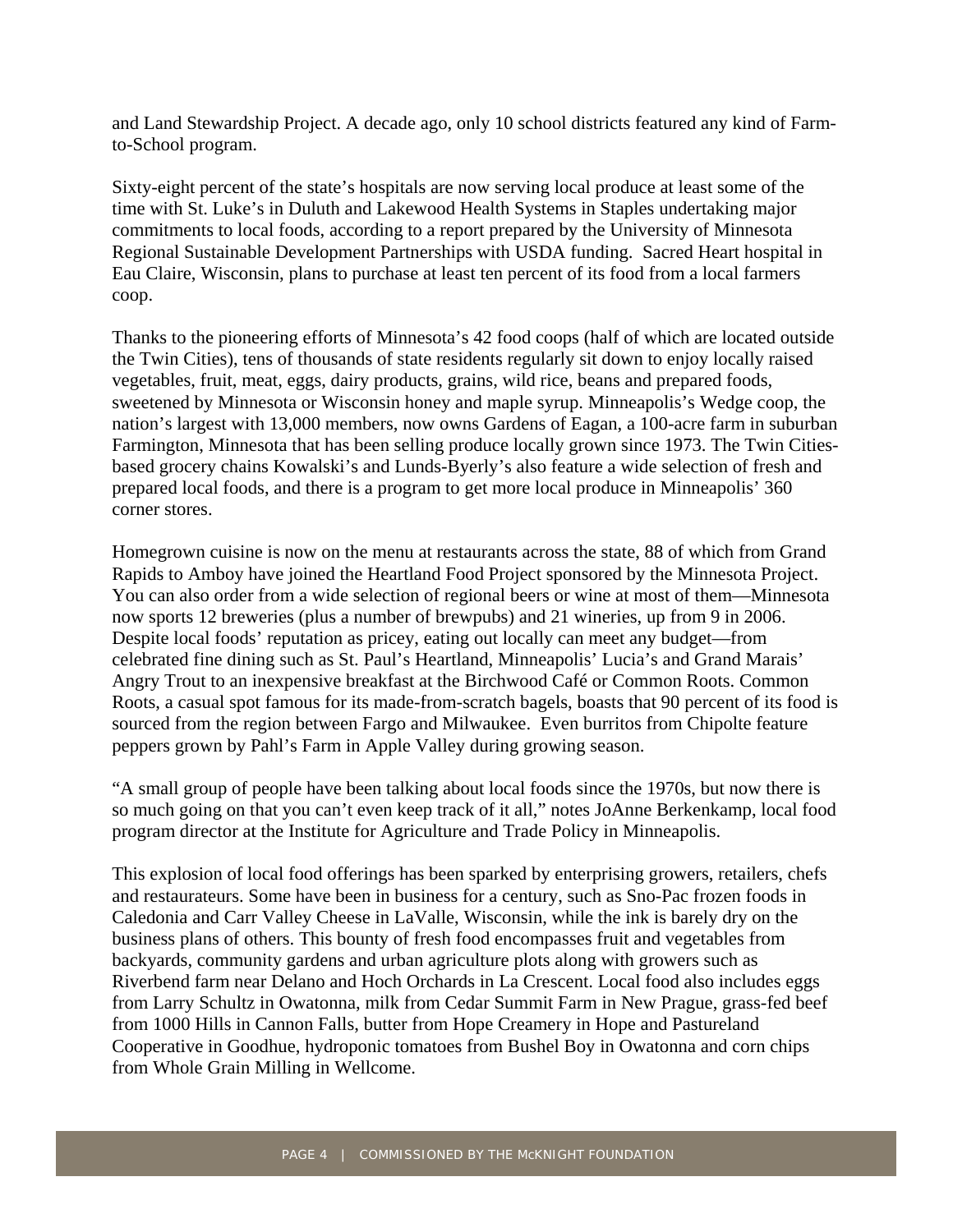and Land Stewardship Project. A decade ago, only 10 school districts featured any kind of Farm-to-School program.

Sixty-eight percent of the state's hospitals are now serving local produce at least some of the time with St. Luke's in Duluth and Lakewood Health Systems in Staples undertaking major commitments to local foods, according to a report prepared by the University of Minnesota Regional Sustainable Development Partnerships with USDA funding.  Sacred Heart hospital in Eau Claire, Wisconsin, plans to purchase at least ten percent of its food from a local farmers coop.

Thanks to the pioneering efforts of Minnesota's 42 food coops (half of which are located outside the Twin Cities), tens of thousands of state residents regularly sit down to enjoy locally raised vegetables, fruit, meat, eggs, dairy products, grains, wild rice, beans and prepared foods, sweetened by Minnesota or Wisconsin honey and maple syrup. Minneapolis's Wedge coop, the nation's largest with 13,000 members, now owns Gardens of Eagan, a 100-acre farm in suburban Farmington, Minnesota that has been selling produce locally grown since 1973. The Twin Cities-based grocery chains Kowalski's and Lunds-Byerly's also feature a wide selection of fresh and prepared local foods, and there is a program to get more local produce in Minneapolis' 360 corner stores.

Homegrown cuisine is now on the menu at restaurants across the state, 88 of which from Grand Rapids to Amboy have joined the Heartland Food Project sponsored by the Minnesota Project. You can also order from a wide selection of regional beers or wine at most of them—Minnesota now sports 12 breweries (plus a number of brewpubs) and 21 wineries, up from 9 in 2006. Despite local foods' reputation as pricey, eating out locally can meet any budget—from celebrated fine dining such as St. Paul's Heartland, Minneapolis' Lucia's and Grand Marais' Angry Trout to an inexpensive breakfast at the Birchwood Café or Common Roots. Common Roots, a casual spot famous for its made-from-scratch bagels, boasts that 90 percent of its food is sourced from the region between Fargo and Milwaukee.  Even burritos from Chipolte feature peppers grown by Pahl's Farm in Apple Valley during growing season.

"A small group of people have been talking about local foods since the 1970s, but now there is so much going on that you can't even keep track of it all," notes JoAnne Berkenkamp, local food program director at the Institute for Agriculture and Trade Policy in Minneapolis.

This explosion of local food offerings has been sparked by enterprising growers, retailers, chefs and restaurateurs. Some have been in business for a century, such as Sno-Pac frozen foods in Caledonia and Carr Valley Cheese in LaValle, Wisconsin, while the ink is barely dry on the business plans of others. This bounty of fresh food encompasses fruit and vegetables from backyards, community gardens and urban agriculture plots along with growers such as Riverbend farm near Delano and Hoch Orchards in La Crescent. Local food also includes eggs from Larry Schultz in Owatonna, milk from Cedar Summit Farm in New Prague, grass-fed beef from 1000 Hills in Cannon Falls, butter from Hope Creamery in Hope and Pastureland Cooperative in Goodhue, hydroponic tomatoes from Bushel Boy in Owatonna and corn chips from Whole Grain Milling in Wellcome.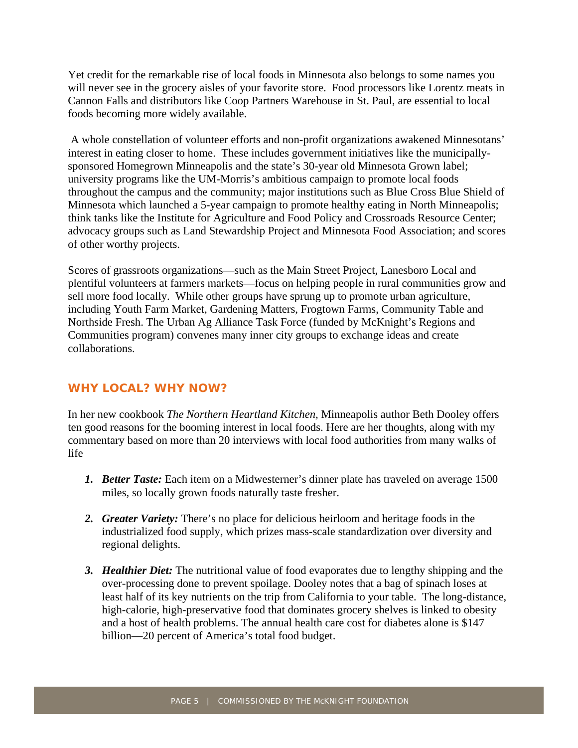Yet credit for the remarkable rise of local foods in Minnesota also belongs to some names you will never see in the grocery aisles of your favorite store. Food processors like Lorentz meats in Cannon Falls and distributors like Coop Partners Warehouse in St. Paul, are essential to local foods becoming more widely available.

A whole constellation of volunteer efforts and non-profit organizations awakened Minnesotans' interest in eating closer to home. These includes government initiatives like the municipally-sponsored Homegrown Minneapolis and the state's 30-year old Minnesota Grown label; university programs like the UM-Morris's ambitious campaign to promote local foods throughout the campus and the community; major institutions such as Blue Cross Blue Shield of Minnesota which launched a 5-year campaign to promote healthy eating in North Minneapolis; think tanks like the Institute for Agriculture and Food Policy and Crossroads Resource Center; advocacy groups such as Land Stewardship Project and Minnesota Food Association; and scores of other worthy projects.

Scores of grassroots organizations—such as the Main Street Project, Lanesboro Local and plentiful volunteers at farmers markets—focus on helping people in rural communities grow and sell more food locally. While other groups have sprung up to promote urban agriculture, including Youth Farm Market, Gardening Matters, Frogtown Farms, Community Table and Northside Fresh. The Urban Ag Alliance Task Force (funded by McKnight's Regions and Communities program) convenes many inner city groups to exchange ideas and create collaborations.

## WHY LOCAL? WHY NOW?

In her new cookbook *The Northern Heartland Kitchen*, Minneapolis author Beth Dooley offers ten good reasons for the booming interest in local foods. Here are her thoughts, along with my commentary based on more than 20 interviews with local food authorities from many walks of life

1. ***Better Taste:*** Each item on a Midwesterner's dinner plate has traveled on average 1500 miles, so locally grown foods naturally taste fresher.

2. ***Greater Variety:*** There's no place for delicious heirloom and heritage foods in the industrialized food supply, which prizes mass-scale standardization over diversity and regional delights.

3. ***Healthier Diet:*** The nutritional value of food evaporates due to lengthy shipping and the over-processing done to prevent spoilage. Dooley notes that a bag of spinach loses at least half of its key nutrients on the trip from California to your table. The long-distance, high-calorie, high-preservative food that dominates grocery shelves is linked to obesity and a host of health problems. The annual health care cost for diabetes alone is $147 billion—20 percent of America's total food budget.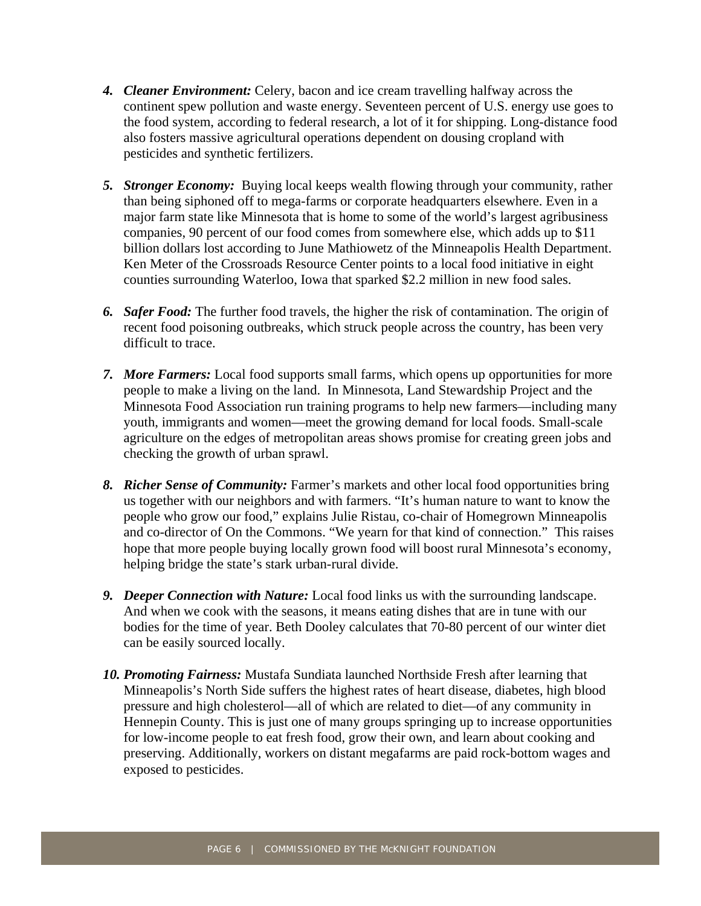4. ***Cleaner Environment:*** Celery, bacon and ice cream travelling halfway across the continent spew pollution and waste energy. Seventeen percent of U.S. energy use goes to the food system, according to federal research, a lot of it for shipping. Long-distance food also fosters massive agricultural operations dependent on dousing cropland with pesticides and synthetic fertilizers.

5. ***Stronger Economy:*** Buying local keeps wealth flowing through your community, rather than being siphoned off to mega-farms or corporate headquarters elsewhere. Even in a major farm state like Minnesota that is home to some of the world's largest agribusiness companies, 90 percent of our food comes from somewhere else, which adds up to $11 billion dollars lost according to June Mathiowetz of the Minneapolis Health Department. Ken Meter of the Crossroads Resource Center points to a local food initiative in eight counties surrounding Waterloo, Iowa that sparked $2.2 million in new food sales.

6. ***Safer Food:*** The further food travels, the higher the risk of contamination. The origin of recent food poisoning outbreaks, which struck people across the country, has been very difficult to trace.

7. ***More Farmers:*** Local food supports small farms, which opens up opportunities for more people to make a living on the land. In Minnesota, Land Stewardship Project and the Minnesota Food Association run training programs to help new farmers—including many youth, immigrants and women—meet the growing demand for local foods. Small-scale agriculture on the edges of metropolitan areas shows promise for creating green jobs and checking the growth of urban sprawl.

8. ***Richer Sense of Community:*** Farmer's markets and other local food opportunities bring us together with our neighbors and with farmers. "It's human nature to want to know the people who grow our food," explains Julie Ristau, co-chair of Homegrown Minneapolis and co-director of On the Commons. "We yearn for that kind of connection." This raises hope that more people buying locally grown food will boost rural Minnesota's economy, helping bridge the state's stark urban-rural divide.

9. ***Deeper Connection with Nature:*** Local food links us with the surrounding landscape. And when we cook with the seasons, it means eating dishes that are in tune with our bodies for the time of year. Beth Dooley calculates that 70-80 percent of our winter diet can be easily sourced locally.

10. ***Promoting Fairness:*** Mustafa Sundiata launched Northside Fresh after learning that Minneapolis's North Side suffers the highest rates of heart disease, diabetes, high blood pressure and high cholesterol—all of which are related to diet—of any community in Hennepin County. This is just one of many groups springing up to increase opportunities for low-income people to eat fresh food, grow their own, and learn about cooking and preserving. Additionally, workers on distant megafarms are paid rock-bottom wages and exposed to pesticides.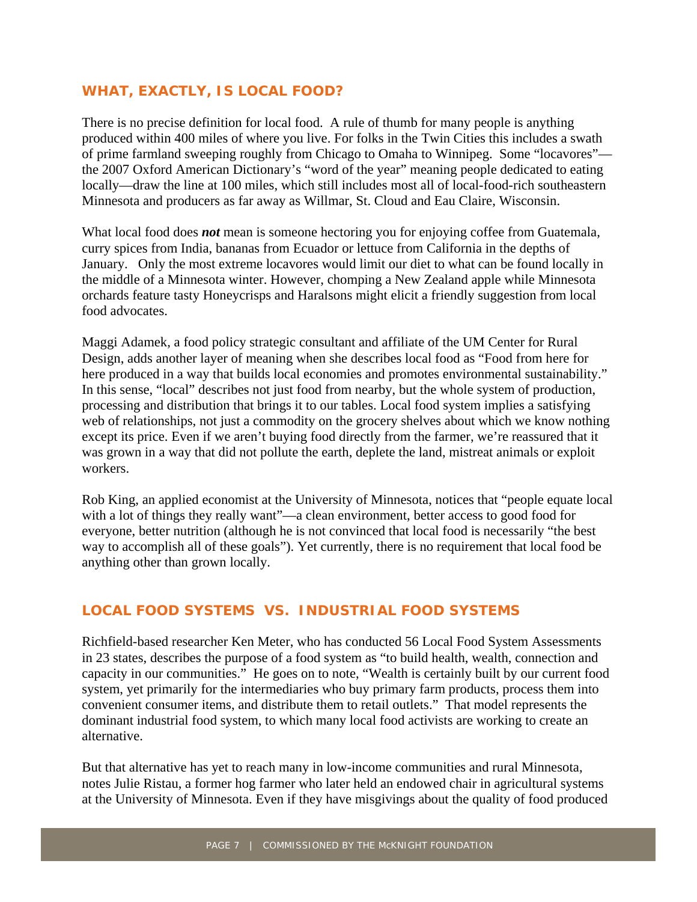## WHAT, EXACTLY, IS LOCAL FOOD?

There is no precise definition for local food. A rule of thumb for many people is anything produced within 400 miles of where you live. For folks in the Twin Cities this includes a swath of prime farmland sweeping roughly from Chicago to Omaha to Winnipeg. Some "locavores"—the 2007 Oxford American Dictionary's "word of the year" meaning people dedicated to eating locally—draw the line at 100 miles, which still includes most all of local-food-rich southeastern Minnesota and producers as far away as Willmar, St. Cloud and Eau Claire, Wisconsin.

What local food does ***not*** mean is someone hectoring you for enjoying coffee from Guatemala, curry spices from India, bananas from Ecuador or lettuce from California in the depths of January. Only the most extreme locavores would limit our diet to what can be found locally in the middle of a Minnesota winter. However, chomping a New Zealand apple while Minnesota orchards feature tasty Honeycrisps and Haralsons might elicit a friendly suggestion from local food advocates.

Maggi Adamek, a food policy strategic consultant and affiliate of the UM Center for Rural Design, adds another layer of meaning when she describes local food as "Food from here for here produced in a way that builds local economies and promotes environmental sustainability." In this sense, "local" describes not just food from nearby, but the whole system of production, processing and distribution that brings it to our tables. Local food system implies a satisfying web of relationships, not just a commodity on the grocery shelves about which we know nothing except its price. Even if we aren't buying food directly from the farmer, we're reassured that it was grown in a way that did not pollute the earth, deplete the land, mistreat animals or exploit workers.

Rob King, an applied economist at the University of Minnesota, notices that "people equate local with a lot of things they really want"—a clean environment, better access to good food for everyone, better nutrition (although he is not convinced that local food is necessarily "the best way to accomplish all of these goals"). Yet currently, there is no requirement that local food be anything other than grown locally.

## LOCAL FOOD SYSTEMS VS. INDUSTRIAL FOOD SYSTEMS

Richfield-based researcher Ken Meter, who has conducted 56 Local Food System Assessments in 23 states, describes the purpose of a food system as "to build health, wealth, connection and capacity in our communities." He goes on to note, "Wealth is certainly built by our current food system, yet primarily for the intermediaries who buy primary farm products, process them into convenient consumer items, and distribute them to retail outlets." That model represents the dominant industrial food system, to which many local food activists are working to create an alternative.

But that alternative has yet to reach many in low-income communities and rural Minnesota, notes Julie Ristau, a former hog farmer who later held an endowed chair in agricultural systems at the University of Minnesota. Even if they have misgivings about the quality of food produced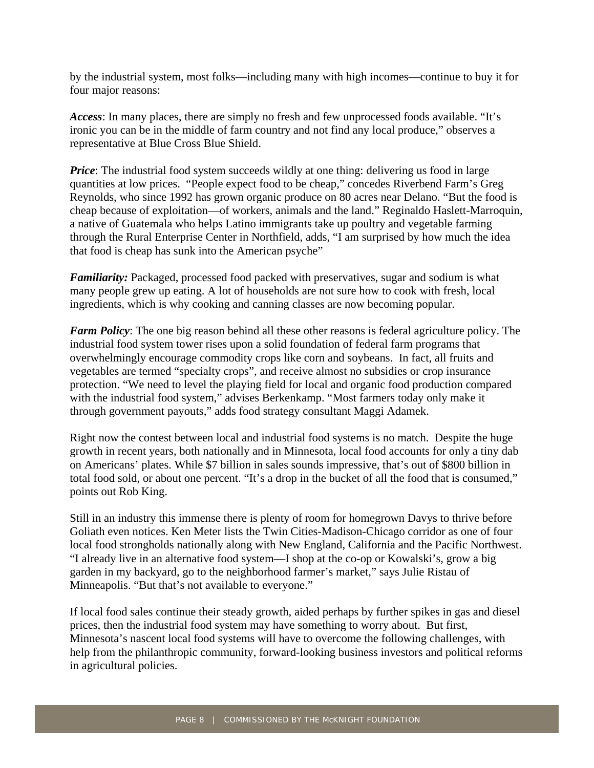by the industrial system, most folks—including many with high incomes—continue to buy it for four major reasons:

***Access***: In many places, there are simply no fresh and few unprocessed foods available. "It's ironic you can be in the middle of farm country and not find any local produce," observes a representative at Blue Cross Blue Shield.

***Price***: The industrial food system succeeds wildly at one thing: delivering us food in large quantities at low prices. "People expect food to be cheap," concedes Riverbend Farm's Greg Reynolds, who since 1992 has grown organic produce on 80 acres near Delano. "But the food is cheap because of exploitation—of workers, animals and the land." Reginaldo Haslett-Marroquin, a native of Guatemala who helps Latino immigrants take up poultry and vegetable farming through the Rural Enterprise Center in Northfield, adds, "I am surprised by how much the idea that food is cheap has sunk into the American psyche"

***Familiarity:*** Packaged, processed food packed with preservatives, sugar and sodium is what many people grew up eating. A lot of households are not sure how to cook with fresh, local ingredients, which is why cooking and canning classes are now becoming popular.

***Farm Policy***: The one big reason behind all these other reasons is federal agriculture policy. The industrial food system tower rises upon a solid foundation of federal farm programs that overwhelmingly encourage commodity crops like corn and soybeans. In fact, all fruits and vegetables are termed "specialty crops", and receive almost no subsidies or crop insurance protection. "We need to level the playing field for local and organic food production compared with the industrial food system," advises Berkenkamp. "Most farmers today only make it through government payouts," adds food strategy consultant Maggi Adamek.

Right now the contest between local and industrial food systems is no match. Despite the huge growth in recent years, both nationally and in Minnesota, local food accounts for only a tiny dab on Americans' plates. While $7 billion in sales sounds impressive, that's out of $800 billion in total food sold, or about one percent. "It's a drop in the bucket of all the food that is consumed," points out Rob King.

Still in an industry this immense there is plenty of room for homegrown Davys to thrive before Goliath even notices. Ken Meter lists the Twin Cities-Madison-Chicago corridor as one of four local food strongholds nationally along with New England, California and the Pacific Northwest. "I already live in an alternative food system—I shop at the co-op or Kowalski's, grow a big garden in my backyard, go to the neighborhood farmer's market," says Julie Ristau of Minneapolis. "But that's not available to everyone."

If local food sales continue their steady growth, aided perhaps by further spikes in gas and diesel prices, then the industrial food system may have something to worry about. But first, Minnesota's nascent local food systems will have to overcome the following challenges, with help from the philanthropic community, forward-looking business investors and political reforms in agricultural policies.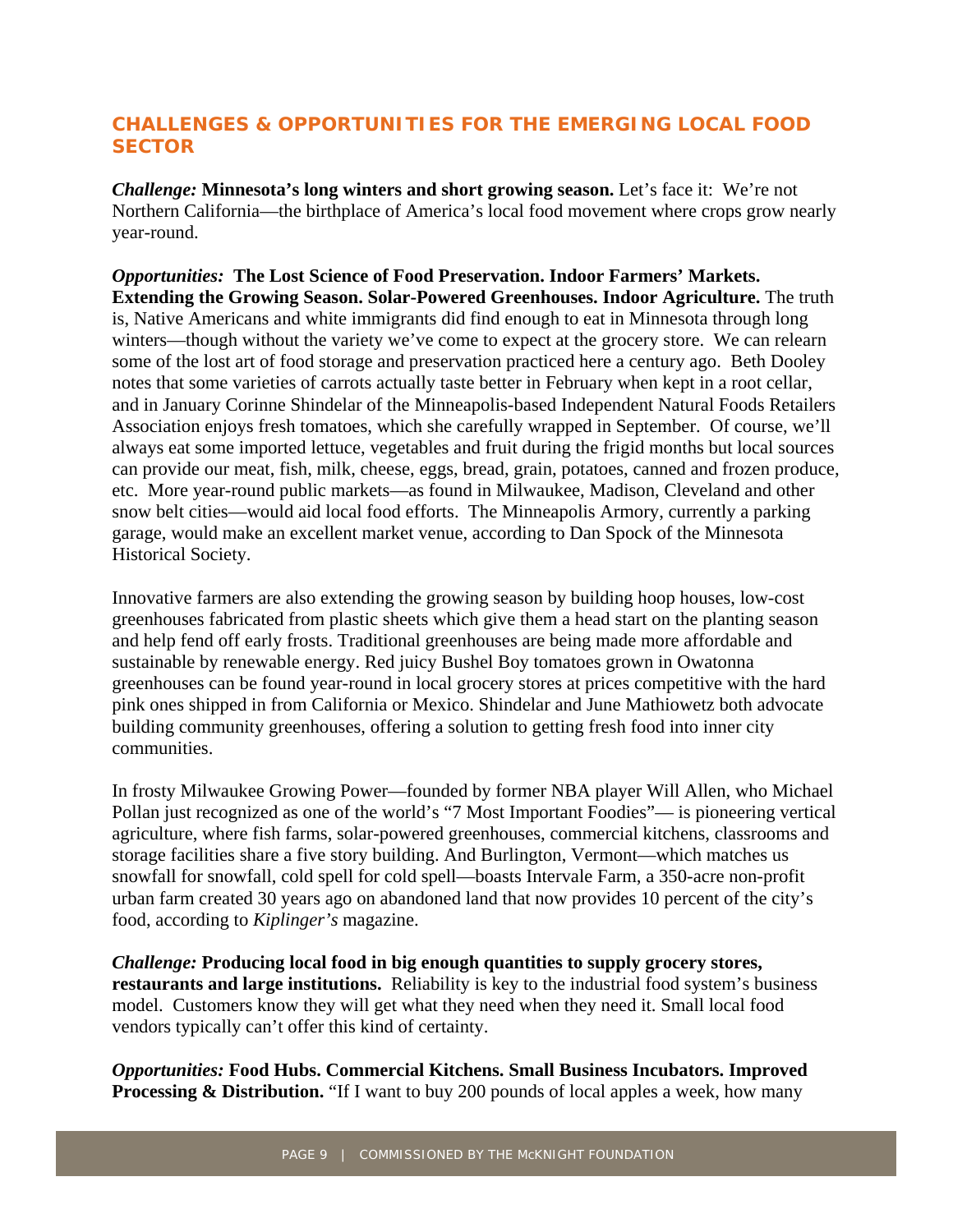## CHALLENGES & OPPORTUNITIES FOR THE EMERGING LOCAL FOOD SECTOR

***Challenge:*** **Minnesota's long winters and short growing season.** Let's face it: We're not Northern California—the birthplace of America's local food movement where crops grow nearly year-round.

***Opportunities:*** **The Lost Science of Food Preservation. Indoor Farmers' Markets. Extending the Growing Season. Solar-Powered Greenhouses. Indoor Agriculture.** The truth is, Native Americans and white immigrants did find enough to eat in Minnesota through long winters—though without the variety we've come to expect at the grocery store. We can relearn some of the lost art of food storage and preservation practiced here a century ago. Beth Dooley notes that some varieties of carrots actually taste better in February when kept in a root cellar, and in January Corinne Shindelar of the Minneapolis-based Independent Natural Foods Retailers Association enjoys fresh tomatoes, which she carefully wrapped in September. Of course, we'll always eat some imported lettuce, vegetables and fruit during the frigid months but local sources can provide our meat, fish, milk, cheese, eggs, bread, grain, potatoes, canned and frozen produce, etc. More year-round public markets—as found in Milwaukee, Madison, Cleveland and other snow belt cities—would aid local food efforts. The Minneapolis Armory, currently a parking garage, would make an excellent market venue, according to Dan Spock of the Minnesota Historical Society.

Innovative farmers are also extending the growing season by building hoop houses, low-cost greenhouses fabricated from plastic sheets which give them a head start on the planting season and help fend off early frosts. Traditional greenhouses are being made more affordable and sustainable by renewable energy. Red juicy Bushel Boy tomatoes grown in Owatonna greenhouses can be found year-round in local grocery stores at prices competitive with the hard pink ones shipped in from California or Mexico. Shindelar and June Mathiowetz both advocate building community greenhouses, offering a solution to getting fresh food into inner city communities.

In frosty Milwaukee Growing Power—founded by former NBA player Will Allen, who Michael Pollan just recognized as one of the world's "7 Most Important Foodies"— is pioneering vertical agriculture, where fish farms, solar-powered greenhouses, commercial kitchens, classrooms and storage facilities share a five story building. And Burlington, Vermont—which matches us snowfall for snowfall, cold spell for cold spell—boasts Intervale Farm, a 350-acre non-profit urban farm created 30 years ago on abandoned land that now provides 10 percent of the city's food, according to *Kiplinger's* magazine.

***Challenge:*** **Producing local food in big enough quantities to supply grocery stores, restaurants and large institutions.** Reliability is key to the industrial food system's business model. Customers know they will get what they need when they need it. Small local food vendors typically can't offer this kind of certainty.

***Opportunities:*** **Food Hubs. Commercial Kitchens. Small Business Incubators. Improved Processing & Distribution.** "If I want to buy 200 pounds of local apples a week, how many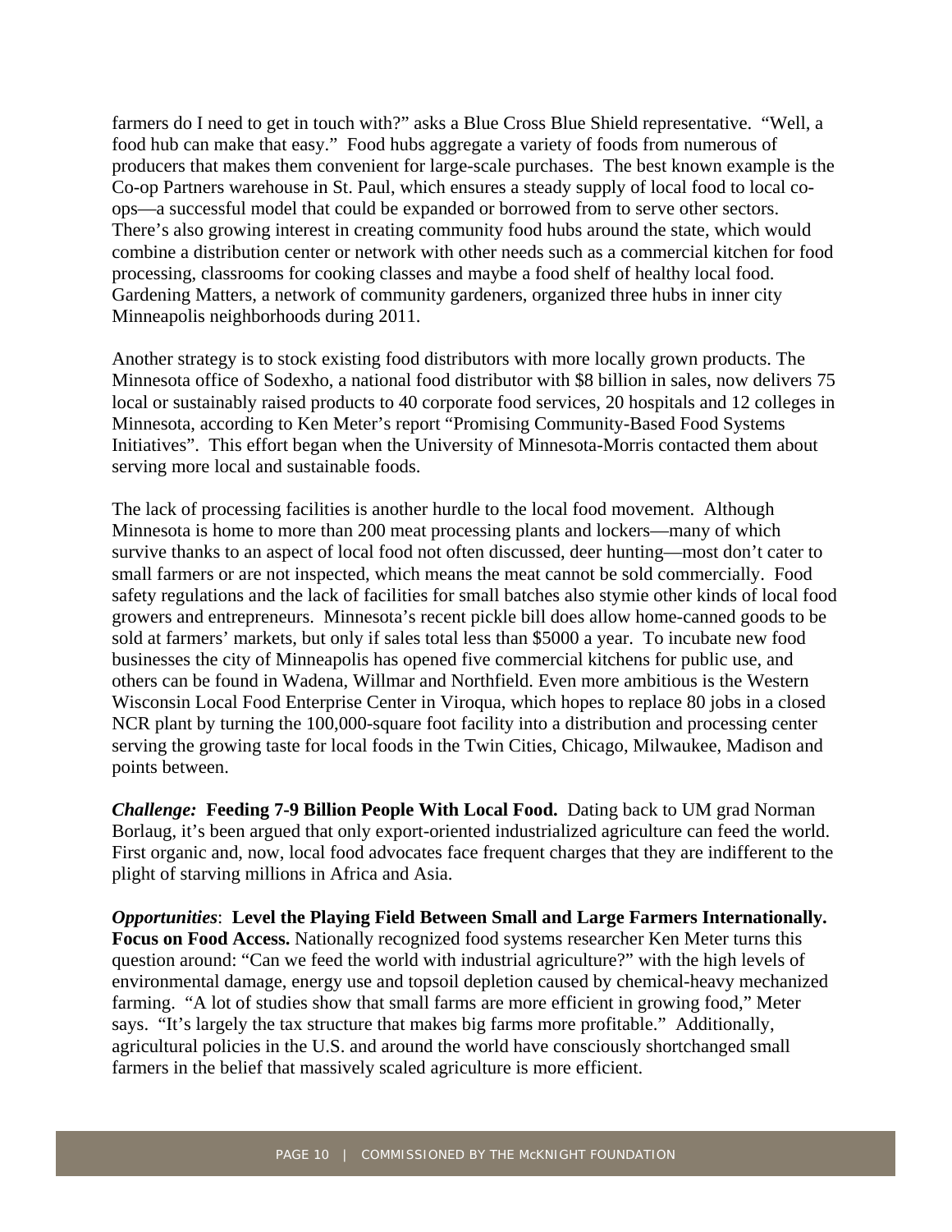farmers do I need to get in touch with?" asks a Blue Cross Blue Shield representative. "Well, a food hub can make that easy." Food hubs aggregate a variety of foods from numerous of producers that makes them convenient for large-scale purchases. The best known example is the Co-op Partners warehouse in St. Paul, which ensures a steady supply of local food to local co-ops—a successful model that could be expanded or borrowed from to serve other sectors. There's also growing interest in creating community food hubs around the state, which would combine a distribution center or network with other needs such as a commercial kitchen for food processing, classrooms for cooking classes and maybe a food shelf of healthy local food. Gardening Matters, a network of community gardeners, organized three hubs in inner city Minneapolis neighborhoods during 2011.

Another strategy is to stock existing food distributors with more locally grown products. The Minnesota office of Sodexho, a national food distributor with $8 billion in sales, now delivers 75 local or sustainably raised products to 40 corporate food services, 20 hospitals and 12 colleges in Minnesota, according to Ken Meter's report "Promising Community-Based Food Systems Initiatives". This effort began when the University of Minnesota-Morris contacted them about serving more local and sustainable foods.

The lack of processing facilities is another hurdle to the local food movement. Although Minnesota is home to more than 200 meat processing plants and lockers—many of which survive thanks to an aspect of local food not often discussed, deer hunting—most don't cater to small farmers or are not inspected, which means the meat cannot be sold commercially. Food safety regulations and the lack of facilities for small batches also stymie other kinds of local food growers and entrepreneurs. Minnesota's recent pickle bill does allow home-canned goods to be sold at farmers' markets, but only if sales total less than $5000 a year. To incubate new food businesses the city of Minneapolis has opened five commercial kitchens for public use, and others can be found in Wadena, Willmar and Northfield. Even more ambitious is the Western Wisconsin Local Food Enterprise Center in Viroqua, which hopes to replace 80 jobs in a closed NCR plant by turning the 100,000-square foot facility into a distribution and processing center serving the growing taste for local foods in the Twin Cities, Chicago, Milwaukee, Madison and points between.

***Challenge:*** **Feeding 7-9 Billion People With Local Food.** Dating back to UM grad Norman Borlaug, it's been argued that only export-oriented industrialized agriculture can feed the world. First organic and, now, local food advocates face frequent charges that they are indifferent to the plight of starving millions in Africa and Asia.

***Opportunities***: **Level the Playing Field Between Small and Large Farmers Internationally. Focus on Food Access.** Nationally recognized food systems researcher Ken Meter turns this question around: "Can we feed the world with industrial agriculture?" with the high levels of environmental damage, energy use and topsoil depletion caused by chemical-heavy mechanized farming. "A lot of studies show that small farms are more efficient in growing food," Meter says. "It's largely the tax structure that makes big farms more profitable." Additionally, agricultural policies in the U.S. and around the world have consciously shortchanged small farmers in the belief that massively scaled agriculture is more efficient.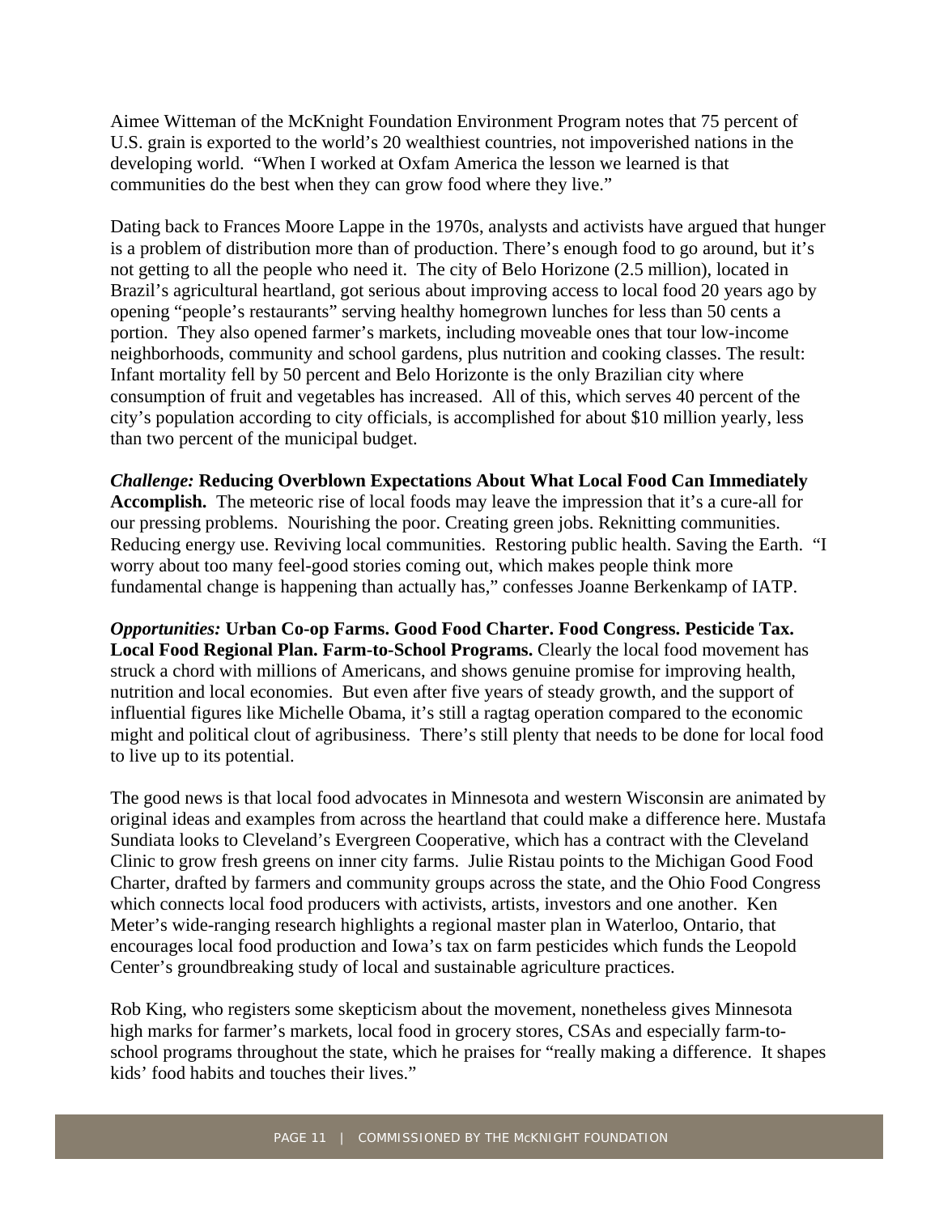Aimee Witteman of the McKnight Foundation Environment Program notes that 75 percent of U.S. grain is exported to the world's 20 wealthiest countries, not impoverished nations in the developing world. "When I worked at Oxfam America the lesson we learned is that communities do the best when they can grow food where they live."

Dating back to Frances Moore Lappe in the 1970s, analysts and activists have argued that hunger is a problem of distribution more than of production. There's enough food to go around, but it's not getting to all the people who need it. The city of Belo Horizone (2.5 million), located in Brazil's agricultural heartland, got serious about improving access to local food 20 years ago by opening "people's restaurants" serving healthy homegrown lunches for less than 50 cents a portion. They also opened farmer's markets, including moveable ones that tour low-income neighborhoods, community and school gardens, plus nutrition and cooking classes. The result: Infant mortality fell by 50 percent and Belo Horizonte is the only Brazilian city where consumption of fruit and vegetables has increased. All of this, which serves 40 percent of the city's population according to city officials, is accomplished for about \$10 million yearly, less than two percent of the municipal budget.

***Challenge:*** **Reducing Overblown Expectations About What Local Food Can Immediately Accomplish.** The meteoric rise of local foods may leave the impression that it's a cure-all for our pressing problems. Nourishing the poor. Creating green jobs. Reknitting communities. Reducing energy use. Reviving local communities. Restoring public health. Saving the Earth. "I worry about too many feel-good stories coming out, which makes people think more fundamental change is happening than actually has," confesses Joanne Berkenkamp of IATP.

***Opportunities:*** **Urban Co-op Farms. Good Food Charter. Food Congress. Pesticide Tax. Local Food Regional Plan. Farm-to-School Programs.** Clearly the local food movement has struck a chord with millions of Americans, and shows genuine promise for improving health, nutrition and local economies. But even after five years of steady growth, and the support of influential figures like Michelle Obama, it's still a ragtag operation compared to the economic might and political clout of agribusiness. There's still plenty that needs to be done for local food to live up to its potential.

The good news is that local food advocates in Minnesota and western Wisconsin are animated by original ideas and examples from across the heartland that could make a difference here. Mustafa Sundiata looks to Cleveland's Evergreen Cooperative, which has a contract with the Cleveland Clinic to grow fresh greens on inner city farms. Julie Ristau points to the Michigan Good Food Charter, drafted by farmers and community groups across the state, and the Ohio Food Congress which connects local food producers with activists, artists, investors and one another. Ken Meter's wide-ranging research highlights a regional master plan in Waterloo, Ontario, that encourages local food production and Iowa's tax on farm pesticides which funds the Leopold Center's groundbreaking study of local and sustainable agriculture practices.

Rob King, who registers some skepticism about the movement, nonetheless gives Minnesota high marks for farmer's markets, local food in grocery stores, CSAs and especially farm-to-school programs throughout the state, which he praises for "really making a difference. It shapes kids' food habits and touches their lives."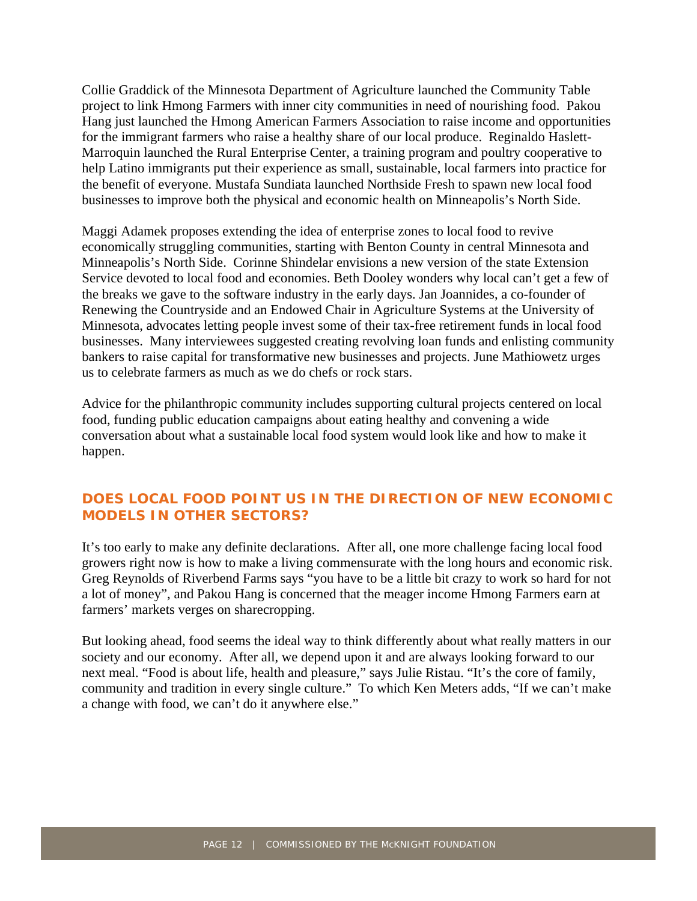Collie Graddick of the Minnesota Department of Agriculture launched the Community Table project to link Hmong Farmers with inner city communities in need of nourishing food. Pakou Hang just launched the Hmong American Farmers Association to raise income and opportunities for the immigrant farmers who raise a healthy share of our local produce. Reginaldo Haslett-Marroquin launched the Rural Enterprise Center, a training program and poultry cooperative to help Latino immigrants put their experience as small, sustainable, local farmers into practice for the benefit of everyone. Mustafa Sundiata launched Northside Fresh to spawn new local food businesses to improve both the physical and economic health on Minneapolis's North Side.

Maggi Adamek proposes extending the idea of enterprise zones to local food to revive economically struggling communities, starting with Benton County in central Minnesota and Minneapolis's North Side. Corinne Shindelar envisions a new version of the state Extension Service devoted to local food and economies. Beth Dooley wonders why local can't get a few of the breaks we gave to the software industry in the early days. Jan Joannides, a co-founder of Renewing the Countryside and an Endowed Chair in Agriculture Systems at the University of Minnesota, advocates letting people invest some of their tax-free retirement funds in local food businesses. Many interviewees suggested creating revolving loan funds and enlisting community bankers to raise capital for transformative new businesses and projects. June Mathiowetz urges us to celebrate farmers as much as we do chefs or rock stars.

Advice for the philanthropic community includes supporting cultural projects centered on local food, funding public education campaigns about eating healthy and convening a wide conversation about what a sustainable local food system would look like and how to make it happen.

## DOES LOCAL FOOD POINT US IN THE DIRECTION OF NEW ECONOMIC MODELS IN OTHER SECTORS?

It's too early to make any definite declarations. After all, one more challenge facing local food growers right now is how to make a living commensurate with the long hours and economic risk. Greg Reynolds of Riverbend Farms says "you have to be a little bit crazy to work so hard for not a lot of money", and Pakou Hang is concerned that the meager income Hmong Farmers earn at farmers' markets verges on sharecropping.

But looking ahead, food seems the ideal way to think differently about what really matters in our society and our economy. After all, we depend upon it and are always looking forward to our next meal. "Food is about life, health and pleasure," says Julie Ristau. "It's the core of family, community and tradition in every single culture." To which Ken Meters adds, "If we can't make a change with food, we can't do it anywhere else."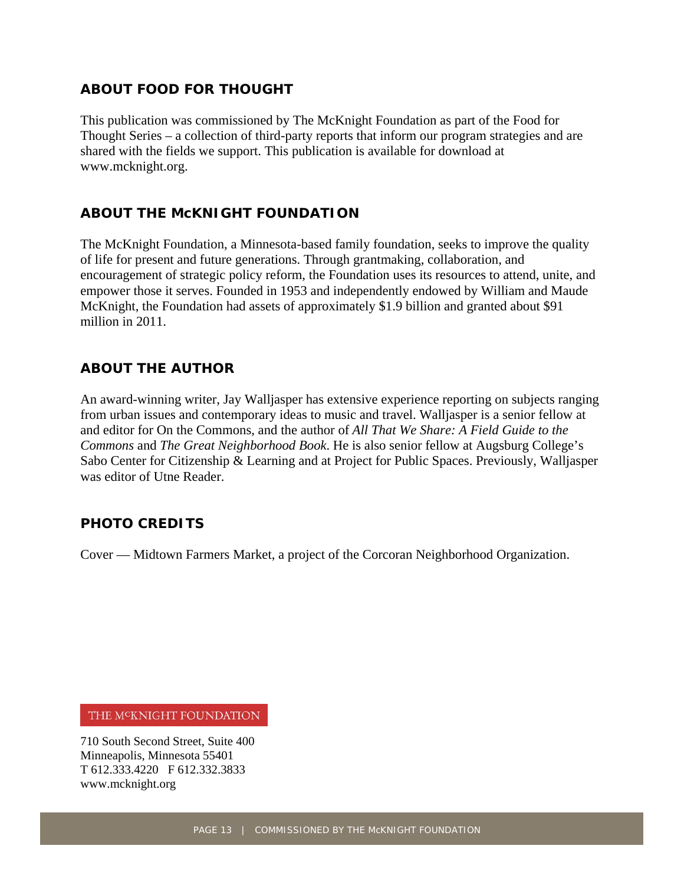## ABOUT FOOD FOR THOUGHT

This publication was commissioned by The McKnight Foundation as part of the Food for Thought Series – a collection of third-party reports that inform our program strategies and are shared with the fields we support. This publication is available for download at www.mcknight.org.

## ABOUT THE McKNIGHT FOUNDATION

The McKnight Foundation, a Minnesota-based family foundation, seeks to improve the quality of life for present and future generations. Through grantmaking, collaboration, and encouragement of strategic policy reform, the Foundation uses its resources to attend, unite, and empower those it serves. Founded in 1953 and independently endowed by William and Maude McKnight, the Foundation had assets of approximately $1.9 billion and granted about $91 million in 2011.

## ABOUT THE AUTHOR

An award-winning writer, Jay Walljasper has extensive experience reporting on subjects ranging from urban issues and contemporary ideas to music and travel. Walljasper is a senior fellow at and editor for On the Commons, and the author of *All That We Share: A Field Guide to the Commons* and *The Great Neighborhood Book*. He is also senior fellow at Augsburg College's Sabo Center for Citizenship & Learning and at Project for Public Spaces. Previously, Walljasper was editor of Utne Reader.

## PHOTO CREDITS

Cover — Midtown Farmers Market, a project of the Corcoran Neighborhood Organization.

THE McKNIGHT FOUNDATION

710 South Second Street, Suite 400
Minneapolis, Minnesota 55401
T 612.333.4220 F 612.332.3833
www.mcknight.org